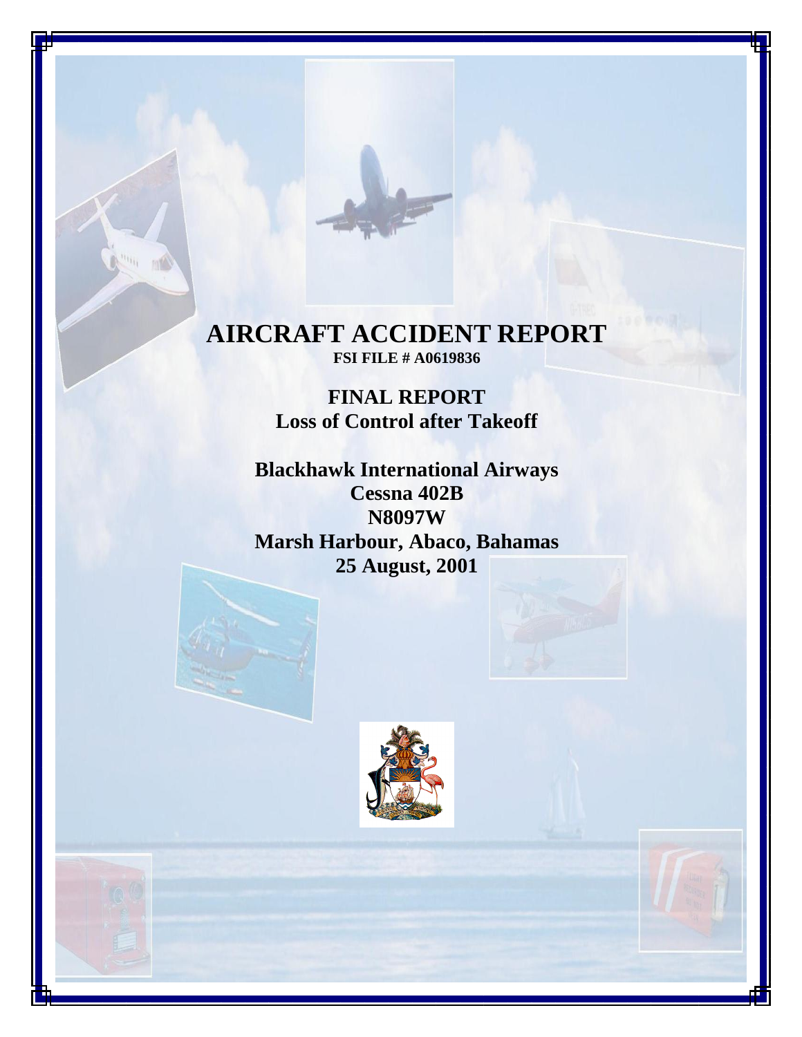# AIRCRAFT ACCIDENT REPORT

**FSI FILE # A0619836**

## FINAL REPORT
## Loss of Control after Takeoff

**Blackhawk International Airways**
**Cessna 402B**
**N8097W**
**Marsh Harbour, Abaco, Bahamas**
**25 August, 2001**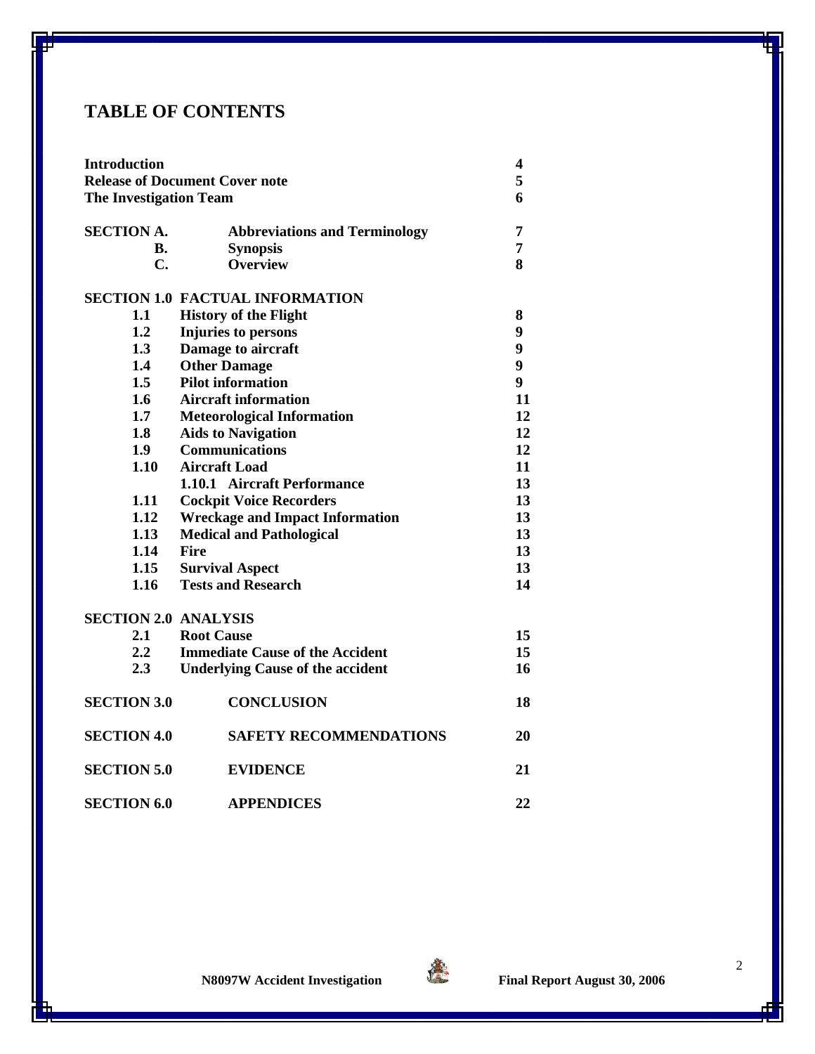# TABLE OF CONTENTS

| | | |
|---|---|---|
| **Introduction** | | **4** |
| **Release of Document Cover note** | | **5** |
| **The Investigation Team** | | **6** |
| | | |
| **SECTION A.** | **Abbreviations and Terminology** | **7** |
| **B.** | **Synopsis** | **7** |
| **C.** | **Overview** | **8** |
| | | |
| **SECTION 1.0** | **FACTUAL INFORMATION** | |
| **1.1** | **History of the Flight** | **8** |
| **1.2** | **Injuries to persons** | **9** |
| **1.3** | **Damage to aircraft** | **9** |
| **1.4** | **Other Damage** | **9** |
| **1.5** | **Pilot information** | **9** |
| **1.6** | **Aircraft information** | **11** |
| **1.7** | **Meteorological Information** | **12** |
| **1.8** | **Aids to Navigation** | **12** |
| **1.9** | **Communications** | **12** |
| **1.10** | **Aircraft Load** | **11** |
| | **1.10.1 Aircraft Performance** | **13** |
| **1.11** | **Cockpit Voice Recorders** | **13** |
| **1.12** | **Wreckage and Impact Information** | **13** |
| **1.13** | **Medical and Pathological** | **13** |
| **1.14** | **Fire** | **13** |
| **1.15** | **Survival Aspect** | **13** |
| **1.16** | **Tests and Research** | **14** |
| | | |
| **SECTION 2.0** | **ANALYSIS** | |
| **2.1** | **Root Cause** | **15** |
| **2.2** | **Immediate Cause of the Accident** | **15** |
| **2.3** | **Underlying Cause of the accident** | **16** |
| | | |
| **SECTION 3.0** | **CONCLUSION** | **18** |
| **SECTION 4.0** | **SAFETY RECOMMENDATIONS** | **20** |
| **SECTION 5.0** | **EVIDENCE** | **21** |
| **SECTION 6.0** | **APPENDICES** | **22** |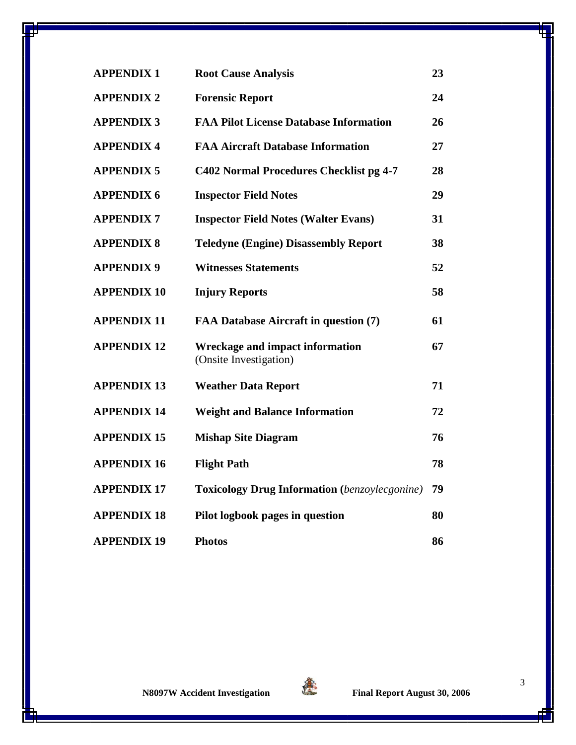| | | |
|---|---|---|
| **APPENDIX 1** | **Root Cause Analysis** | **23** |
| **APPENDIX 2** | **Forensic Report** | **24** |
| **APPENDIX 3** | **FAA Pilot License Database Information** | **26** |
| **APPENDIX 4** | **FAA Aircraft Database Information** | **27** |
| **APPENDIX 5** | **C402 Normal Procedures Checklist pg 4-7** | **28** |
| **APPENDIX 6** | **Inspector Field Notes** | **29** |
| **APPENDIX 7** | **Inspector Field Notes (Walter Evans)** | **31** |
| **APPENDIX 8** | **Teledyne (Engine) Disassembly Report** | **38** |
| **APPENDIX 9** | **Witnesses Statements** | **52** |
| **APPENDIX 10** | **Injury Reports** | **58** |
| **APPENDIX 11** | **FAA Database Aircraft in question (7)** | **61** |
| **APPENDIX 12** | **Wreckage and impact information** (Onsite Investigation) | **67** |
| **APPENDIX 13** | **Weather Data Report** | **71** |
| **APPENDIX 14** | **Weight and Balance Information** | **72** |
| **APPENDIX 15** | **Mishap Site Diagram** | **76** |
| **APPENDIX 16** | **Flight Path** | **78** |
| **APPENDIX 17** | **Toxicology Drug Information (*benzoylecgonine*)** | **79** |
| **APPENDIX 18** | **Pilot logbook pages in question** | **80** |
| **APPENDIX 19** | **Photos** | **86** |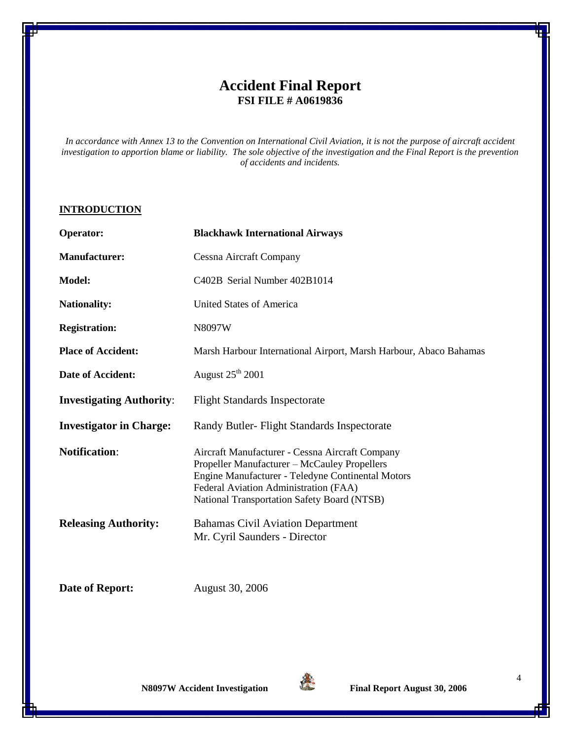# Accident Final Report

**FSI FILE # A0619836**

*In accordance with Annex 13 to the Convention on International Civil Aviation, it is not the purpose of aircraft accident investigation to apportion blame or liability. The sole objective of the investigation and the Final Report is the prevention of accidents and incidents.*

## INTRODUCTION

| | |
|---|---|
| **Operator:** | **Blackhawk International Airways** |
| **Manufacturer:** | Cessna Aircraft Company |
| **Model:** | C402B Serial Number 402B1014 |
| **Nationality:** | United States of America |
| **Registration:** | N8097W |
| **Place of Accident:** | Marsh Harbour International Airport, Marsh Harbour, Abaco Bahamas |
| **Date of Accident:** | August 25th 2001 |
| **Investigating Authority:** | Flight Standards Inspectorate |
| **Investigator in Charge:** | Randy Butler- Flight Standards Inspectorate |
| **Notification:** | Aircraft Manufacturer - Cessna Aircraft Company<br>Propeller Manufacturer – McCauley Propellers<br>Engine Manufacturer - Teledyne Continental Motors<br>Federal Aviation Administration (FAA)<br>National Transportation Safety Board (NTSB) |
| **Releasing Authority:** | Bahamas Civil Aviation Department<br>Mr. Cyril Saunders - Director |
| **Date of Report:** | August 30, 2006 |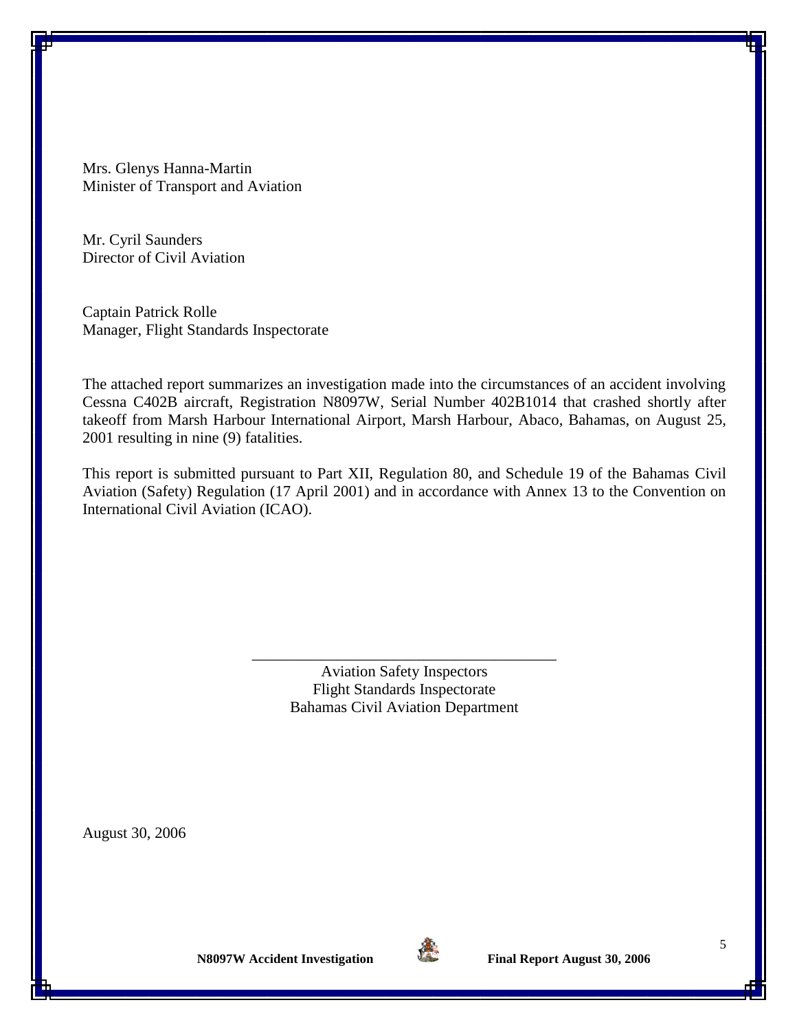Mrs. Glenys Hanna-Martin
Minister of Transport and Aviation

Mr. Cyril Saunders
Director of Civil Aviation

Captain Patrick Rolle
Manager, Flight Standards Inspectorate

The attached report summarizes an investigation made into the circumstances of an accident involving Cessna C402B aircraft, Registration N8097W, Serial Number 402B1014 that crashed shortly after takeoff from Marsh Harbour International Airport, Marsh Harbour, Abaco, Bahamas, on August 25, 2001 resulting in nine (9) fatalities.

This report is submitted pursuant to Part XII, Regulation 80, and Schedule 19 of the Bahamas Civil Aviation (Safety) Regulation (17 April 2001) and in accordance with Annex 13 to the Convention on International Civil Aviation (ICAO).

\_\_\_\_\_\_\_\_\_\_\_\_\_\_\_\_\_\_\_\_\_\_\_\_\_\_\_\_\_\_\_\_\_\_\_\_\_\_\_

Aviation Safety Inspectors
Flight Standards Inspectorate
Bahamas Civil Aviation Department

August 30, 2006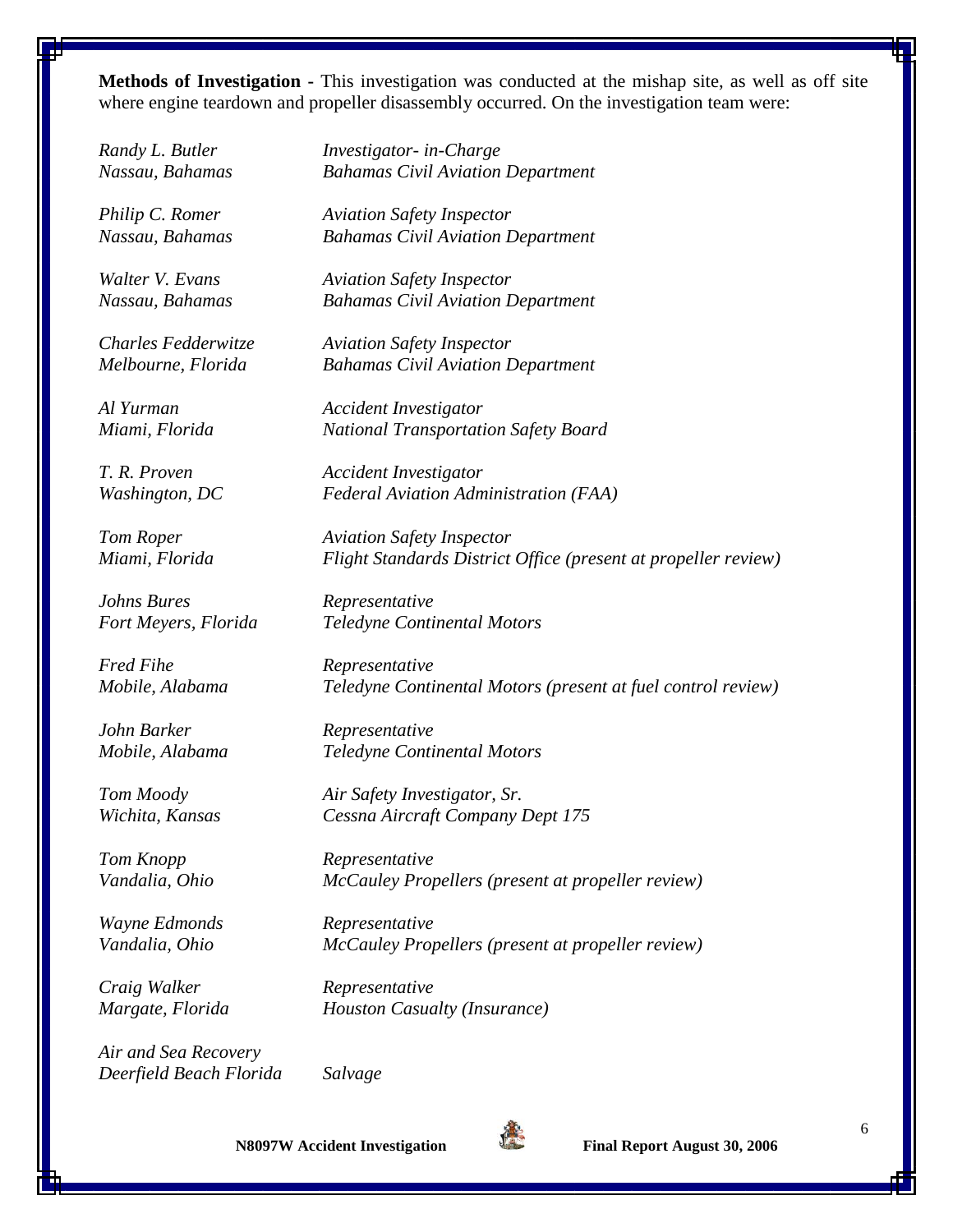**Methods of Investigation -** This investigation was conducted at the mishap site, as well as off site where engine teardown and propeller disassembly occurred. On the investigation team were:

*Randy L. Butler* — *Investigator- in-Charge*
*Nassau, Bahamas* — *Bahamas Civil Aviation Department*

*Philip C. Romer* — *Aviation Safety Inspector*
*Nassau, Bahamas* — *Bahamas Civil Aviation Department*

*Walter V. Evans* — *Aviation Safety Inspector*
*Nassau, Bahamas* — *Bahamas Civil Aviation Department*

*Charles Fedderwitze* — *Aviation Safety Inspector*
*Melbourne, Florida* — *Bahamas Civil Aviation Department*

*Al Yurman* — *Accident Investigator*
*Miami, Florida* — *National Transportation Safety Board*

*T. R. Proven* — *Accident Investigator*
*Washington, DC* — *Federal Aviation Administration (FAA)*

*Tom Roper* — *Aviation Safety Inspector*
*Miami, Florida* — *Flight Standards District Office (present at propeller review)*

*Johns Bures* — *Representative*
*Fort Meyers, Florida* — *Teledyne Continental Motors*

*Fred Fihe* — *Representative*
*Mobile, Alabama* — *Teledyne Continental Motors (present at fuel control review)*

*John Barker* — *Representative*
*Mobile, Alabama* — *Teledyne Continental Motors*

*Tom Moody* — *Air Safety Investigator, Sr.*
*Wichita, Kansas* — *Cessna Aircraft Company Dept 175*

*Tom Knopp* — *Representative*
*Vandalia, Ohio* — *McCauley Propellers (present at propeller review)*

*Wayne Edmonds* — *Representative*
*Vandalia, Ohio* — *McCauley Propellers (present at propeller review)*

*Craig Walker* — *Representative*
*Margate, Florida* — *Houston Casualty (Insurance)*

*Air and Sea Recovery*
*Deerfield Beach Florida* — *Salvage*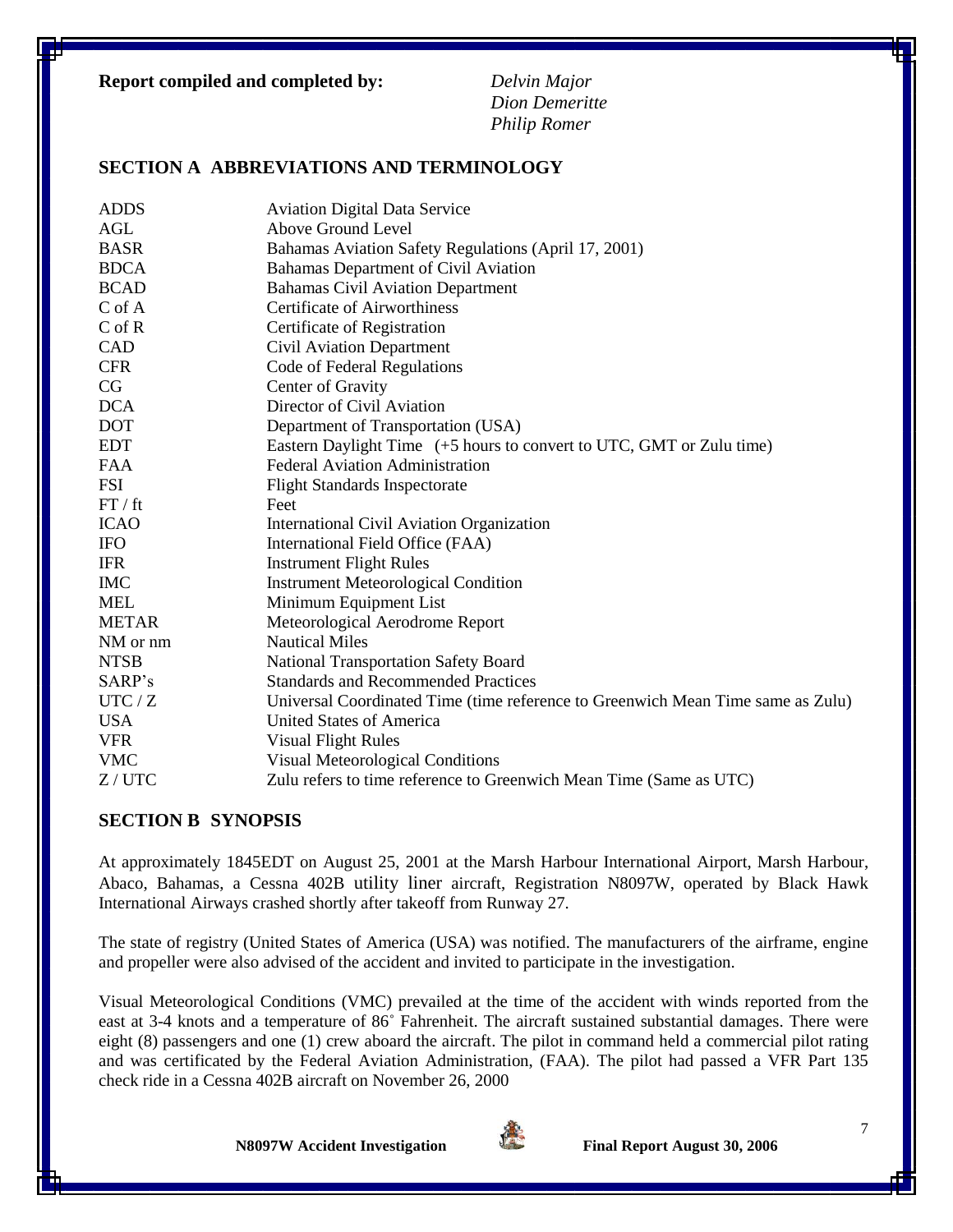**Report compiled and completed by:** *Delvin Major*
*Dion Demeritte*
*Philip Romer*

## SECTION A ABBREVIATIONS AND TERMINOLOGY

| | |
|---|---|
| ADDS | Aviation Digital Data Service |
| AGL | Above Ground Level |
| BASR | Bahamas Aviation Safety Regulations (April 17, 2001) |
| BDCA | Bahamas Department of Civil Aviation |
| BCAD | Bahamas Civil Aviation Department |
| C of A | Certificate of Airworthiness |
| C of R | Certificate of Registration |
| CAD | Civil Aviation Department |
| CFR | Code of Federal Regulations |
| CG | Center of Gravity |
| DCA | Director of Civil Aviation |
| DOT | Department of Transportation (USA) |
| EDT | Eastern Daylight Time (+5 hours to convert to UTC, GMT or Zulu time) |
| FAA | Federal Aviation Administration |
| FSI | Flight Standards Inspectorate |
| FT / ft | Feet |
| ICAO | International Civil Aviation Organization |
| IFO | International Field Office (FAA) |
| IFR | Instrument Flight Rules |
| IMC | Instrument Meteorological Condition |
| MEL | Minimum Equipment List |
| METAR | Meteorological Aerodrome Report |
| NM or nm | Nautical Miles |
| NTSB | National Transportation Safety Board |
| SARP's | Standards and Recommended Practices |
| UTC / Z | Universal Coordinated Time (time reference to Greenwich Mean Time same as Zulu) |
| USA | United States of America |
| VFR | Visual Flight Rules |
| VMC | Visual Meteorological Conditions |
| Z / UTC | Zulu refers to time reference to Greenwich Mean Time (Same as UTC) |

## SECTION B SYNOPSIS

At approximately 1845EDT on August 25, 2001 at the Marsh Harbour International Airport, Marsh Harbour, Abaco, Bahamas, a Cessna 402B utility liner aircraft, Registration N8097W, operated by Black Hawk International Airways crashed shortly after takeoff from Runway 27.

The state of registry (United States of America (USA) was notified. The manufacturers of the airframe, engine and propeller were also advised of the accident and invited to participate in the investigation.

Visual Meteorological Conditions (VMC) prevailed at the time of the accident with winds reported from the east at 3-4 knots and a temperature of 86˚ Fahrenheit. The aircraft sustained substantial damages. There were eight (8) passengers and one (1) crew aboard the aircraft. The pilot in command held a commercial pilot rating and was certificated by the Federal Aviation Administration, (FAA). The pilot had passed a VFR Part 135 check ride in a Cessna 402B aircraft on November 26, 2000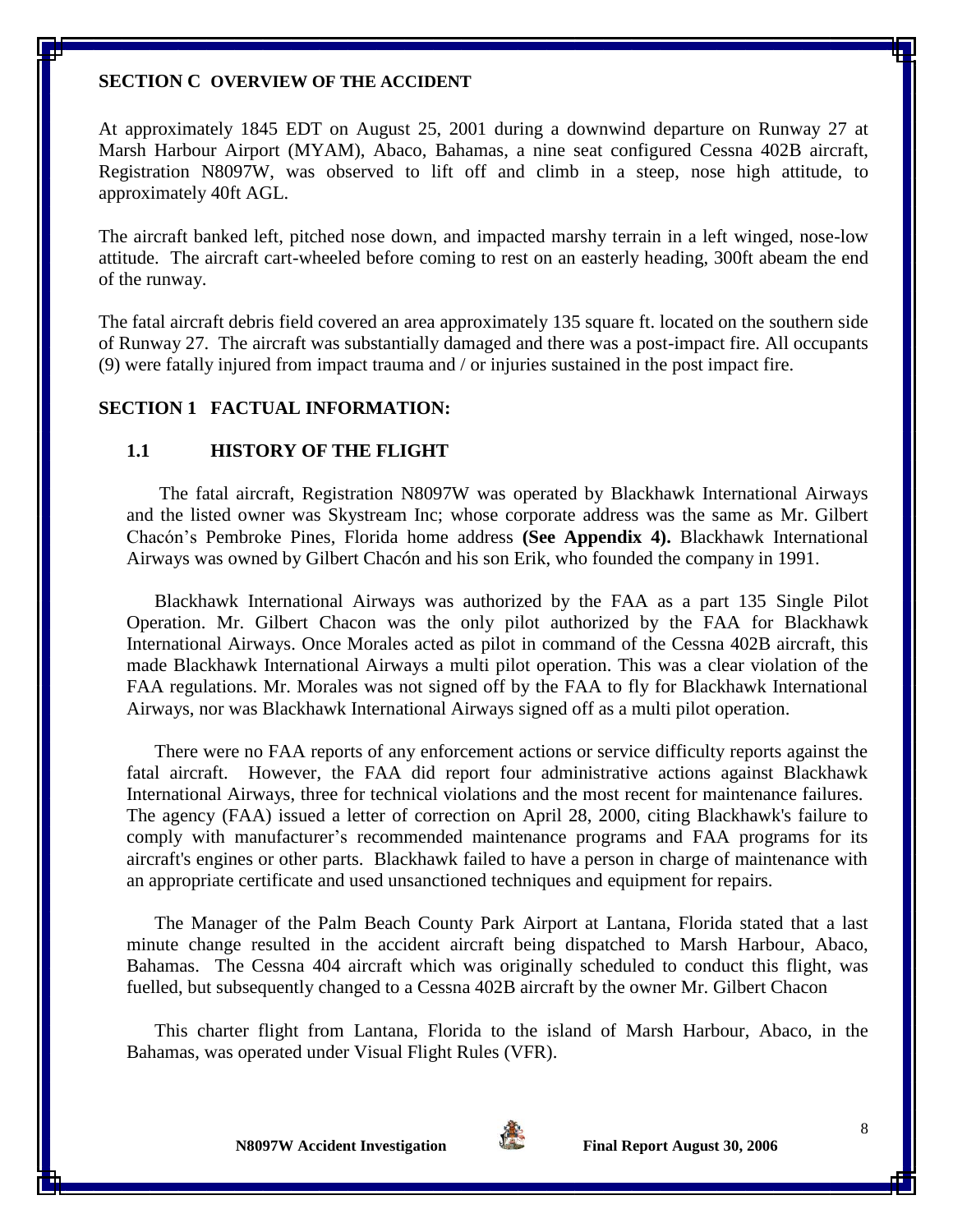## SECTION C OVERVIEW OF THE ACCIDENT

At approximately 1845 EDT on August 25, 2001 during a downwind departure on Runway 27 at Marsh Harbour Airport (MYAM), Abaco, Bahamas, a nine seat configured Cessna 402B aircraft, Registration N8097W, was observed to lift off and climb in a steep, nose high attitude, to approximately 40ft AGL.

The aircraft banked left, pitched nose down, and impacted marshy terrain in a left winged, nose-low attitude. The aircraft cart-wheeled before coming to rest on an easterly heading, 300ft abeam the end of the runway.

The fatal aircraft debris field covered an area approximately 135 square ft. located on the southern side of Runway 27. The aircraft was substantially damaged and there was a post-impact fire. All occupants (9) were fatally injured from impact trauma and / or injuries sustained in the post impact fire.

## SECTION 1 FACTUAL INFORMATION:

### 1.1 HISTORY OF THE FLIGHT

The fatal aircraft, Registration N8097W was operated by Blackhawk International Airways and the listed owner was Skystream Inc; whose corporate address was the same as Mr. Gilbert Chacón's Pembroke Pines, Florida home address **(See Appendix 4).** Blackhawk International Airways was owned by Gilbert Chacón and his son Erik, who founded the company in 1991.

Blackhawk International Airways was authorized by the FAA as a part 135 Single Pilot Operation. Mr. Gilbert Chacon was the only pilot authorized by the FAA for Blackhawk International Airways. Once Morales acted as pilot in command of the Cessna 402B aircraft, this made Blackhawk International Airways a multi pilot operation. This was a clear violation of the FAA regulations. Mr. Morales was not signed off by the FAA to fly for Blackhawk International Airways, nor was Blackhawk International Airways signed off as a multi pilot operation.

There were no FAA reports of any enforcement actions or service difficulty reports against the fatal aircraft. However, the FAA did report four administrative actions against Blackhawk International Airways, three for technical violations and the most recent for maintenance failures. The agency (FAA) issued a letter of correction on April 28, 2000, citing Blackhawk's failure to comply with manufacturer's recommended maintenance programs and FAA programs for its aircraft's engines or other parts. Blackhawk failed to have a person in charge of maintenance with an appropriate certificate and used unsanctioned techniques and equipment for repairs.

The Manager of the Palm Beach County Park Airport at Lantana, Florida stated that a last minute change resulted in the accident aircraft being dispatched to Marsh Harbour, Abaco, Bahamas. The Cessna 404 aircraft which was originally scheduled to conduct this flight, was fuelled, but subsequently changed to a Cessna 402B aircraft by the owner Mr. Gilbert Chacon

This charter flight from Lantana, Florida to the island of Marsh Harbour, Abaco, in the Bahamas, was operated under Visual Flight Rules (VFR).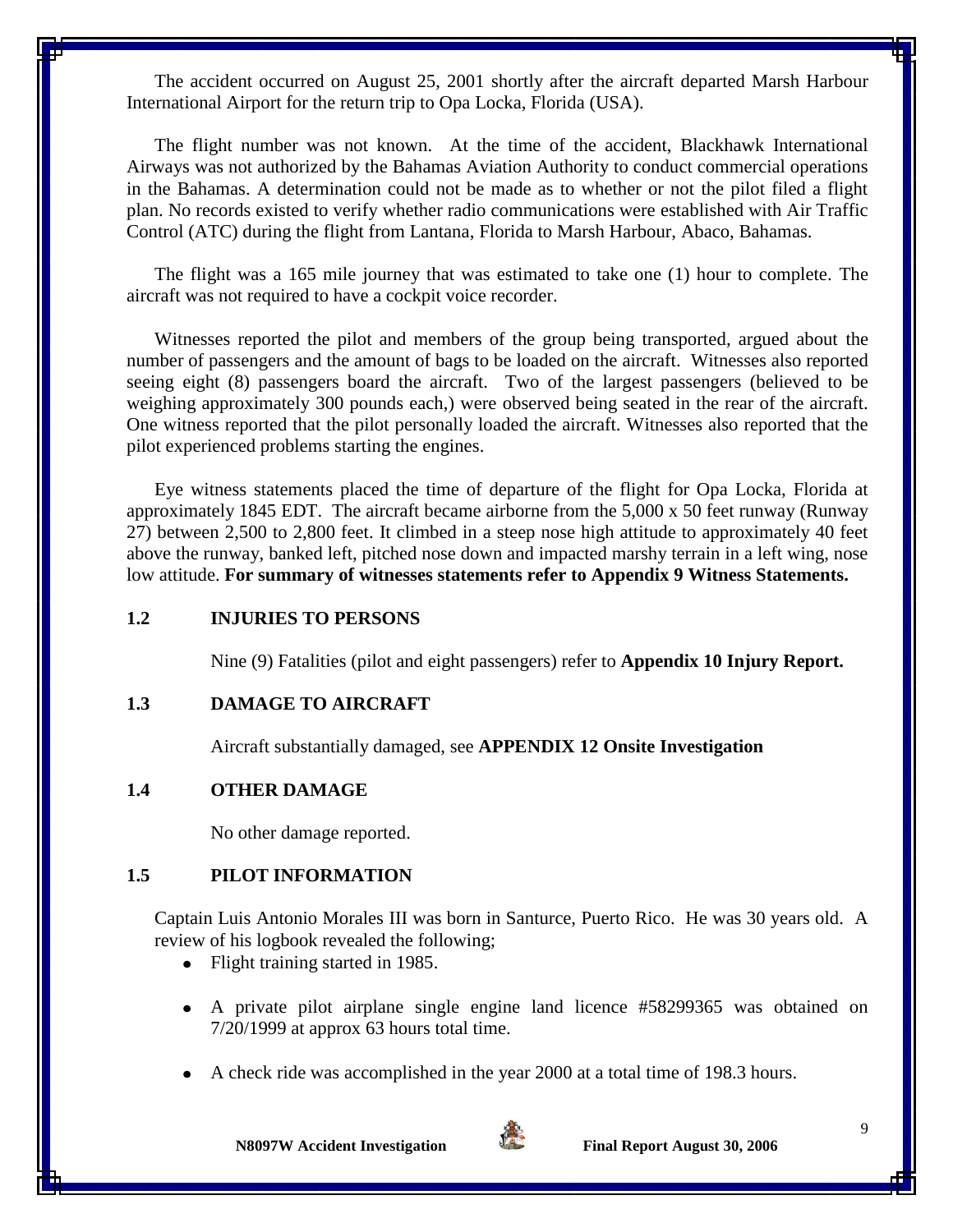The accident occurred on August 25, 2001 shortly after the aircraft departed Marsh Harbour International Airport for the return trip to Opa Locka, Florida (USA).

The flight number was not known. At the time of the accident, Blackhawk International Airways was not authorized by the Bahamas Aviation Authority to conduct commercial operations in the Bahamas. A determination could not be made as to whether or not the pilot filed a flight plan. No records existed to verify whether radio communications were established with Air Traffic Control (ATC) during the flight from Lantana, Florida to Marsh Harbour, Abaco, Bahamas.

The flight was a 165 mile journey that was estimated to take one (1) hour to complete. The aircraft was not required to have a cockpit voice recorder.

Witnesses reported the pilot and members of the group being transported, argued about the number of passengers and the amount of bags to be loaded on the aircraft. Witnesses also reported seeing eight (8) passengers board the aircraft. Two of the largest passengers (believed to be weighing approximately 300 pounds each,) were observed being seated in the rear of the aircraft. One witness reported that the pilot personally loaded the aircraft. Witnesses also reported that the pilot experienced problems starting the engines.

Eye witness statements placed the time of departure of the flight for Opa Locka, Florida at approximately 1845 EDT. The aircraft became airborne from the 5,000 x 50 feet runway (Runway 27) between 2,500 to 2,800 feet. It climbed in a steep nose high attitude to approximately 40 feet above the runway, banked left, pitched nose down and impacted marshy terrain in a left wing, nose low attitude. **For summary of witnesses statements refer to Appendix 9 Witness Statements.**

## 1.2 INJURIES TO PERSONS

Nine (9) Fatalities (pilot and eight passengers) refer to **Appendix 10 Injury Report.**

## 1.3 DAMAGE TO AIRCRAFT

Aircraft substantially damaged, see **APPENDIX 12 Onsite Investigation**

## 1.4 OTHER DAMAGE

No other damage reported.

## 1.5 PILOT INFORMATION

Captain Luis Antonio Morales III was born in Santurce, Puerto Rico. He was 30 years old. A review of his logbook revealed the following;

- Flight training started in 1985.
- A private pilot airplane single engine land licence #58299365 was obtained on 7/20/1999 at approx 63 hours total time.
- A check ride was accomplished in the year 2000 at a total time of 198.3 hours.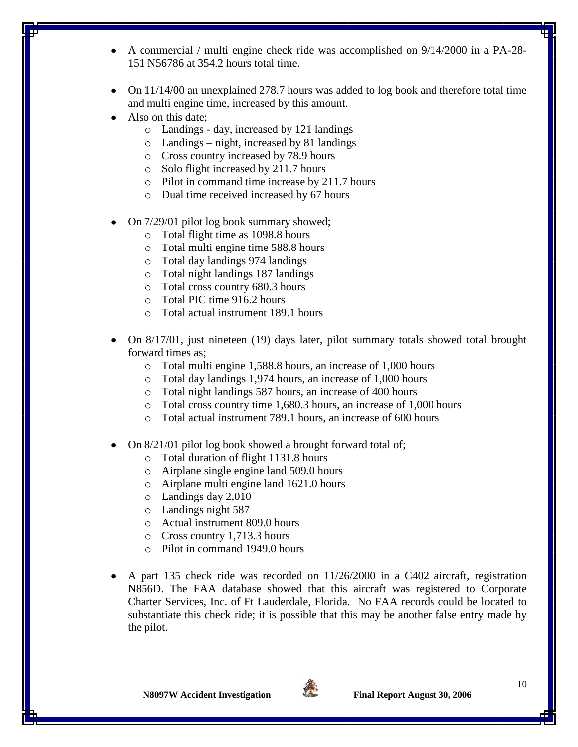- A commercial / multi engine check ride was accomplished on 9/14/2000 in a PA-28-151 N56786 at 354.2 hours total time.
- On 11/14/00 an unexplained 278.7 hours was added to log book and therefore total time and multi engine time, increased by this amount.
- Also on this date;
  - Landings - day, increased by 121 landings
  - Landings – night, increased by 81 landings
  - Cross country increased by 78.9 hours
  - Solo flight increased by 211.7 hours
  - Pilot in command time increase by 211.7 hours
  - Dual time received increased by 67 hours
- On 7/29/01 pilot log book summary showed;
  - Total flight time as 1098.8 hours
  - Total multi engine time 588.8 hours
  - Total day landings 974 landings
  - Total night landings 187 landings
  - Total cross country 680.3 hours
  - Total PIC time 916.2 hours
  - Total actual instrument 189.1 hours
- On 8/17/01, just nineteen (19) days later, pilot summary totals showed total brought forward times as;
  - Total multi engine 1,588.8 hours, an increase of 1,000 hours
  - Total day landings 1,974 hours, an increase of 1,000 hours
  - Total night landings 587 hours, an increase of 400 hours
  - Total cross country time 1,680.3 hours, an increase of 1,000 hours
  - Total actual instrument 789.1 hours, an increase of 600 hours
- On 8/21/01 pilot log book showed a brought forward total of;
  - Total duration of flight 1131.8 hours
  - Airplane single engine land 509.0 hours
  - Airplane multi engine land 1621.0 hours
  - Landings day 2,010
  - Landings night 587
  - Actual instrument 809.0 hours
  - Cross country 1,713.3 hours
  - Pilot in command 1949.0 hours
- A part 135 check ride was recorded on 11/26/2000 in a C402 aircraft, registration N856D. The FAA database showed that this aircraft was registered to Corporate Charter Services, Inc. of Ft Lauderdale, Florida. No FAA records could be located to substantiate this check ride; it is possible that this may be another false entry made by the pilot.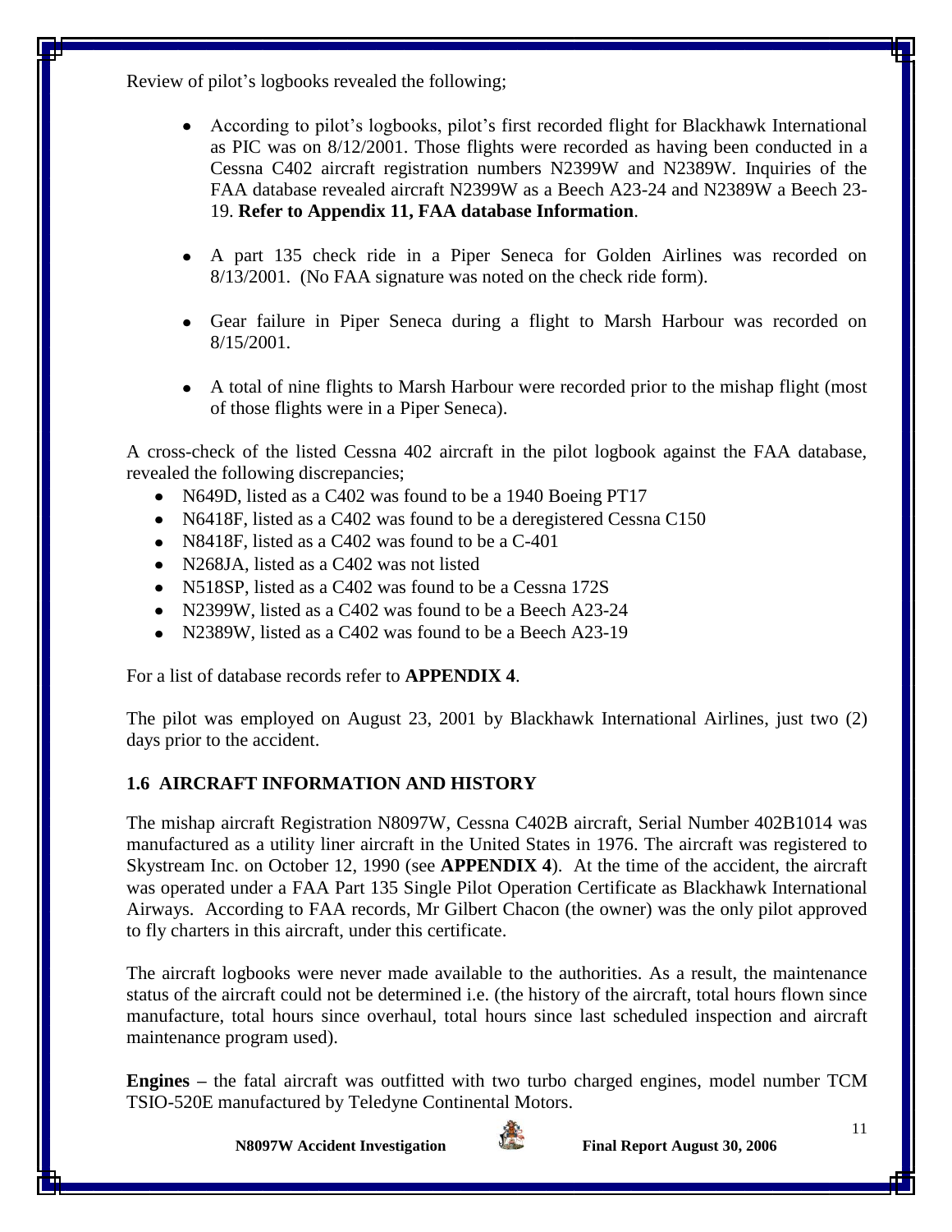Review of pilot's logbooks revealed the following;

- According to pilot's logbooks, pilot's first recorded flight for Blackhawk International as PIC was on 8/12/2001. Those flights were recorded as having been conducted in a Cessna C402 aircraft registration numbers N2399W and N2389W. Inquiries of the FAA database revealed aircraft N2399W as a Beech A23-24 and N2389W a Beech 23-19. **Refer to Appendix 11, FAA database Information**.
- A part 135 check ride in a Piper Seneca for Golden Airlines was recorded on 8/13/2001. (No FAA signature was noted on the check ride form).
- Gear failure in Piper Seneca during a flight to Marsh Harbour was recorded on 8/15/2001.
- A total of nine flights to Marsh Harbour were recorded prior to the mishap flight (most of those flights were in a Piper Seneca).

A cross-check of the listed Cessna 402 aircraft in the pilot logbook against the FAA database, revealed the following discrepancies;

- N649D, listed as a C402 was found to be a 1940 Boeing PT17
- N6418F, listed as a C402 was found to be a deregistered Cessna C150
- N8418F, listed as a C402 was found to be a C-401
- N268JA, listed as a C402 was not listed
- N518SP, listed as a C402 was found to be a Cessna 172S
- N2399W, listed as a C402 was found to be a Beech A23-24
- N2389W, listed as a C402 was found to be a Beech A23-19

For a list of database records refer to **APPENDIX 4**.

The pilot was employed on August 23, 2001 by Blackhawk International Airlines, just two (2) days prior to the accident.

## 1.6 AIRCRAFT INFORMATION AND HISTORY

The mishap aircraft Registration N8097W, Cessna C402B aircraft, Serial Number 402B1014 was manufactured as a utility liner aircraft in the United States in 1976. The aircraft was registered to Skystream Inc. on October 12, 1990 (see **APPENDIX 4**). At the time of the accident, the aircraft was operated under a FAA Part 135 Single Pilot Operation Certificate as Blackhawk International Airways. According to FAA records, Mr Gilbert Chacon (the owner) was the only pilot approved to fly charters in this aircraft, under this certificate.

The aircraft logbooks were never made available to the authorities. As a result, the maintenance status of the aircraft could not be determined i.e. (the history of the aircraft, total hours flown since manufacture, total hours since overhaul, total hours since last scheduled inspection and aircraft maintenance program used).

**Engines** – the fatal aircraft was outfitted with two turbo charged engines, model number TCM TSIO-520E manufactured by Teledyne Continental Motors.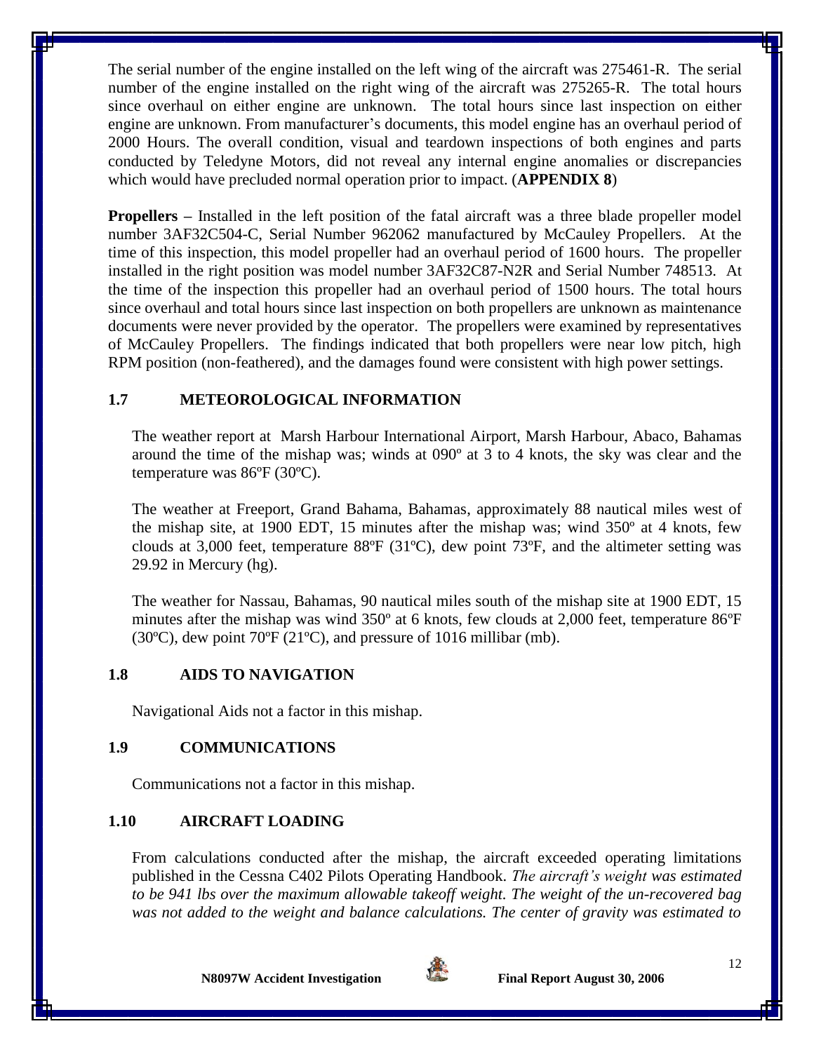The serial number of the engine installed on the left wing of the aircraft was 275461-R. The serial number of the engine installed on the right wing of the aircraft was 275265-R. The total hours since overhaul on either engine are unknown. The total hours since last inspection on either engine are unknown. From manufacturer's documents, this model engine has an overhaul period of 2000 Hours. The overall condition, visual and teardown inspections of both engines and parts conducted by Teledyne Motors, did not reveal any internal engine anomalies or discrepancies which would have precluded normal operation prior to impact. (**APPENDIX 8**)

**Propellers –** Installed in the left position of the fatal aircraft was a three blade propeller model number 3AF32C504-C, Serial Number 962062 manufactured by McCauley Propellers. At the time of this inspection, this model propeller had an overhaul period of 1600 hours. The propeller installed in the right position was model number 3AF32C87-N2R and Serial Number 748513. At the time of the inspection this propeller had an overhaul period of 1500 hours. The total hours since overhaul and total hours since last inspection on both propellers are unknown as maintenance documents were never provided by the operator. The propellers were examined by representatives of McCauley Propellers. The findings indicated that both propellers were near low pitch, high RPM position (non-feathered), and the damages found were consistent with high power settings.

## 1.7 METEOROLOGICAL INFORMATION

The weather report at Marsh Harbour International Airport, Marsh Harbour, Abaco, Bahamas around the time of the mishap was; winds at 090º at 3 to 4 knots, the sky was clear and the temperature was 86ºF (30ºC).

The weather at Freeport, Grand Bahama, Bahamas, approximately 88 nautical miles west of the mishap site, at 1900 EDT, 15 minutes after the mishap was; wind 350º at 4 knots, few clouds at 3,000 feet, temperature 88ºF (31ºC), dew point 73ºF, and the altimeter setting was 29.92 in Mercury (hg).

The weather for Nassau, Bahamas, 90 nautical miles south of the mishap site at 1900 EDT, 15 minutes after the mishap was wind 350º at 6 knots, few clouds at 2,000 feet, temperature 86ºF (30ºC), dew point 70ºF (21ºC), and pressure of 1016 millibar (mb).

## 1.8 AIDS TO NAVIGATION

Navigational Aids not a factor in this mishap.

## 1.9 COMMUNICATIONS

Communications not a factor in this mishap.

## 1.10 AIRCRAFT LOADING

From calculations conducted after the mishap, the aircraft exceeded operating limitations published in the Cessna C402 Pilots Operating Handbook. *The aircraft's weight was estimated to be 941 lbs over the maximum allowable takeoff weight. The weight of the un-recovered bag was not added to the weight and balance calculations. The center of gravity was estimated to*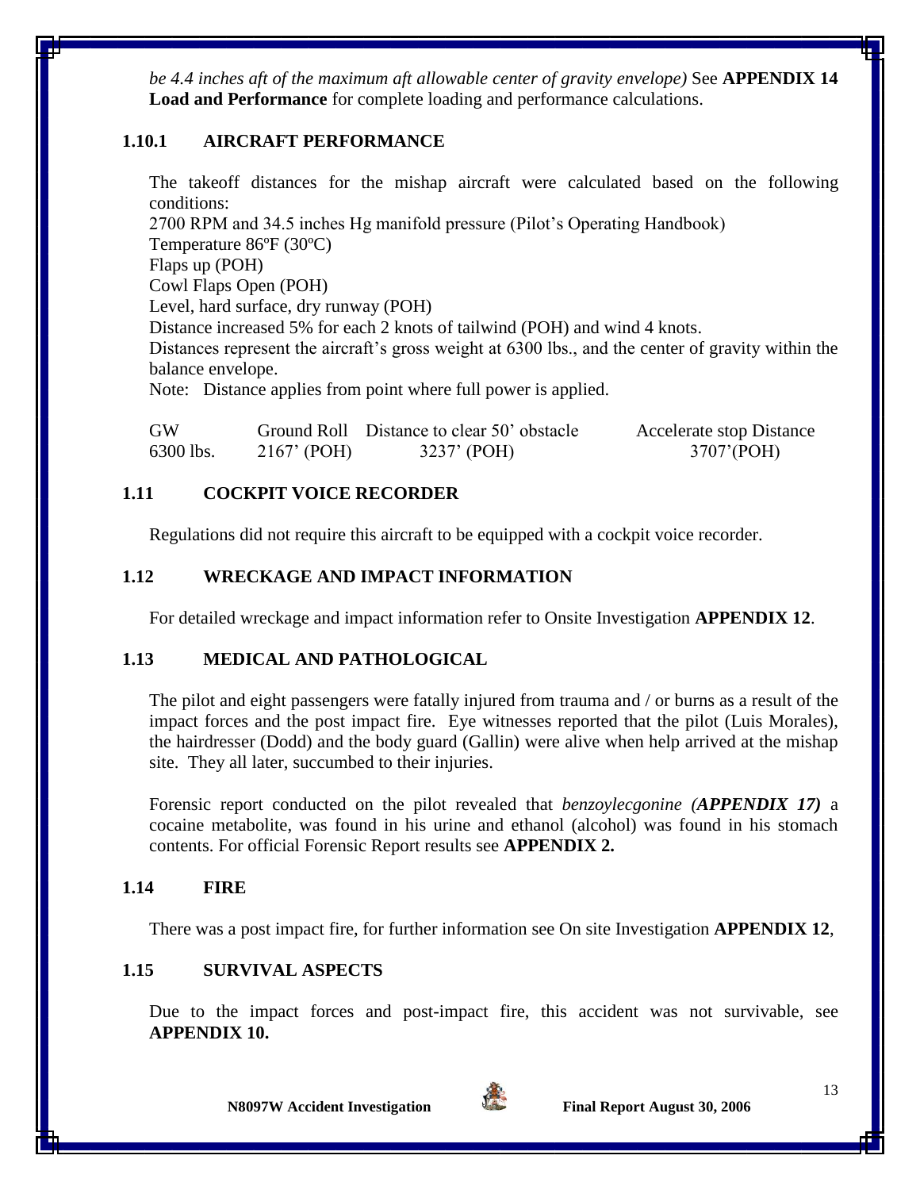*be 4.4 inches aft of the maximum aft allowable center of gravity envelope)* See **APPENDIX 14 Load and Performance** for complete loading and performance calculations.

### 1.10.1 AIRCRAFT PERFORMANCE

The takeoff distances for the mishap aircraft were calculated based on the following conditions:

2700 RPM and 34.5 inches Hg manifold pressure (Pilot's Operating Handbook)
Temperature 86ºF (30ºC)
Flaps up (POH)
Cowl Flaps Open (POH)
Level, hard surface, dry runway (POH)
Distance increased 5% for each 2 knots of tailwind (POH) and wind 4 knots.
Distances represent the aircraft's gross weight at 6300 lbs., and the center of gravity within the balance envelope.
Note: Distance applies from point where full power is applied.

| GW | Ground Roll | Distance to clear 50' obstacle | Accelerate stop Distance |
|---|---|---|---|
| 6300 lbs. | 2167' (POH) | 3237' (POH) | 3707'(POH) |

## 1.11 COCKPIT VOICE RECORDER

Regulations did not require this aircraft to be equipped with a cockpit voice recorder.

## 1.12 WRECKAGE AND IMPACT INFORMATION

For detailed wreckage and impact information refer to Onsite Investigation **APPENDIX 12**.

## 1.13 MEDICAL AND PATHOLOGICAL

The pilot and eight passengers were fatally injured from trauma and / or burns as a result of the impact forces and the post impact fire. Eye witnesses reported that the pilot (Luis Morales), the hairdresser (Dodd) and the body guard (Gallin) were alive when help arrived at the mishap site. They all later, succumbed to their injuries.

Forensic report conducted on the pilot revealed that *benzoylecgonine **(APPENDIX 17)*** a cocaine metabolite, was found in his urine and ethanol (alcohol) was found in his stomach contents. For official Forensic Report results see **APPENDIX 2.**

## 1.14 FIRE

There was a post impact fire, for further information see On site Investigation **APPENDIX 12**,

## 1.15 SURVIVAL ASPECTS

Due to the impact forces and post-impact fire, this accident was not survivable, see **APPENDIX 10.**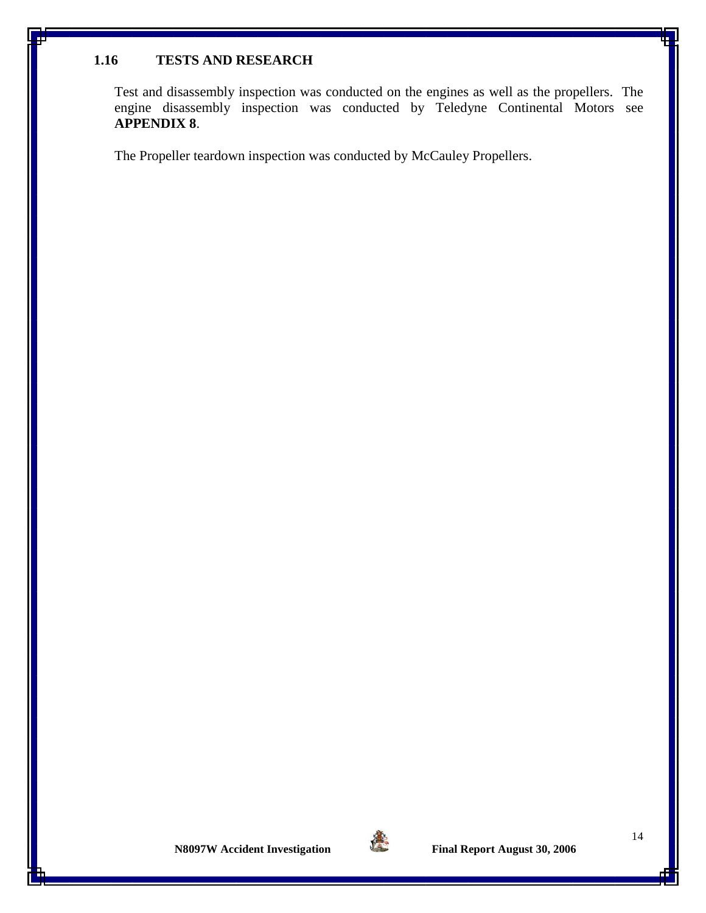### 1.16 TESTS AND RESEARCH

Test and disassembly inspection was conducted on the engines as well as the propellers. The engine disassembly inspection was conducted by Teledyne Continental Motors see **APPENDIX 8**.

The Propeller teardown inspection was conducted by McCauley Propellers.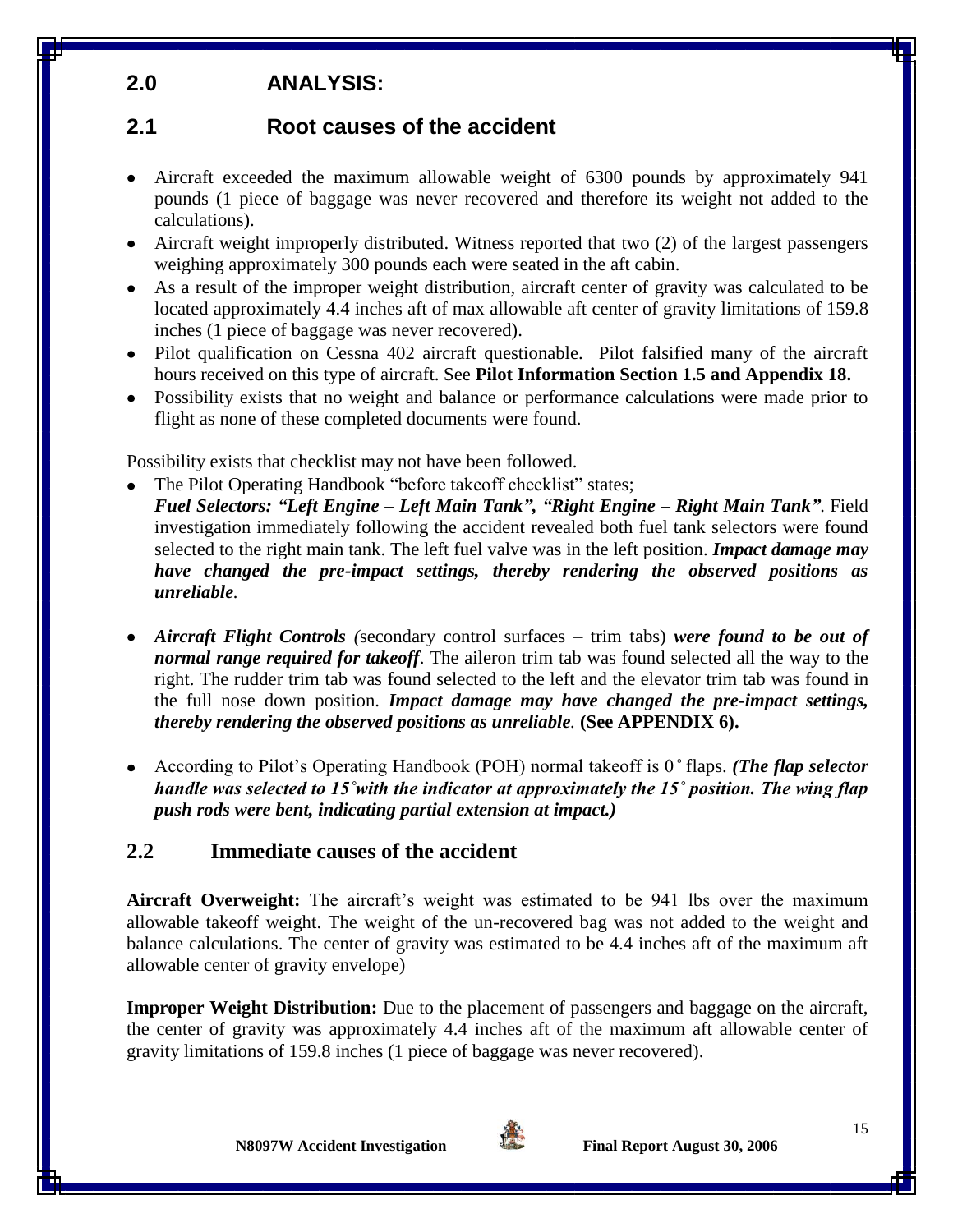## 2.0 ANALYSIS:

## 2.1 Root causes of the accident

- Aircraft exceeded the maximum allowable weight of 6300 pounds by approximately 941 pounds (1 piece of baggage was never recovered and therefore its weight not added to the calculations).
- Aircraft weight improperly distributed. Witness reported that two (2) of the largest passengers weighing approximately 300 pounds each were seated in the aft cabin.
- As a result of the improper weight distribution, aircraft center of gravity was calculated to be located approximately 4.4 inches aft of max allowable aft center of gravity limitations of 159.8 inches (1 piece of baggage was never recovered).
- Pilot qualification on Cessna 402 aircraft questionable. Pilot falsified many of the aircraft hours received on this type of aircraft. See **Pilot Information Section 1.5 and Appendix 18.**
- Possibility exists that no weight and balance or performance calculations were made prior to flight as none of these completed documents were found.

Possibility exists that checklist may not have been followed.

- The Pilot Operating Handbook "before takeoff checklist" states; ***Fuel Selectors: "Left Engine – Left Main Tank", "Right Engine – Right Main Tank"***. Field investigation immediately following the accident revealed both fuel tank selectors were found selected to the right main tank. The left fuel valve was in the left position. ***Impact damage may have changed the pre-impact settings, thereby rendering the observed positions as unreliable.***
- ***Aircraft Flight Controls (****secondary control surfaces – trim tabs) **was found to be out of normal range required for takeoff***. The aileron trim tab was found selected all the way to the right. The rudder trim tab was found selected to the left and the elevator trim tab was found in the full nose down position. ***Impact damage may have changed the pre-impact settings, thereby rendering the observed positions as unreliable.*** **(See APPENDIX 6).**
- According to Pilot's Operating Handbook (POH) normal takeoff is 0˚ flaps. ***(The flap selector handle was selected to 15˚with the indicator at approximately the 15˚ position. The wing flap push rods were bent, indicating partial extension at impact.)***

## 2.2 Immediate causes of the accident

**Aircraft Overweight:** The aircraft's weight was estimated to be 941 lbs over the maximum allowable takeoff weight. The weight of the un-recovered bag was not added to the weight and balance calculations. The center of gravity was estimated to be 4.4 inches aft of the maximum aft allowable center of gravity envelope)

**Improper Weight Distribution:** Due to the placement of passengers and baggage on the aircraft, the center of gravity was approximately 4.4 inches aft of the maximum aft allowable center of gravity limitations of 159.8 inches (1 piece of baggage was never recovered).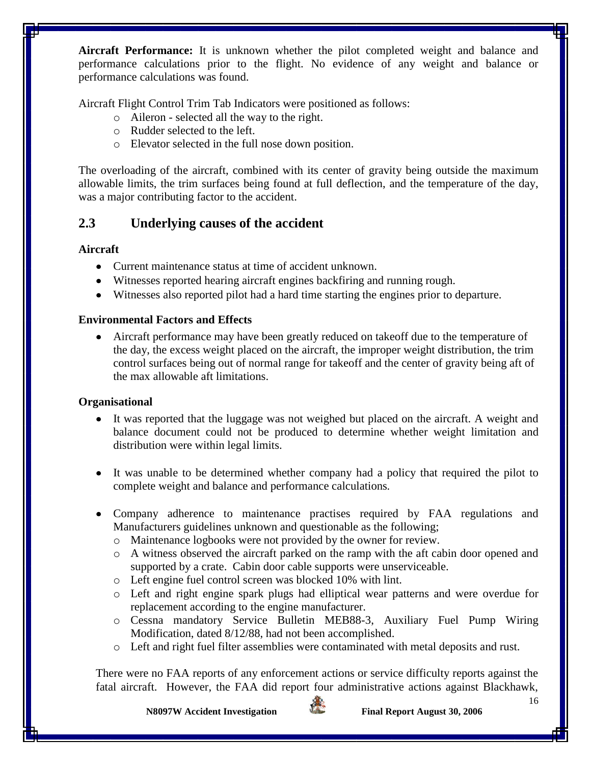**Aircraft Performance:** It is unknown whether the pilot completed weight and balance and performance calculations prior to the flight. No evidence of any weight and balance or performance calculations was found.

Aircraft Flight Control Trim Tab Indicators were positioned as follows:

- Aileron - selected all the way to the right.
- Rudder selected to the left.
- Elevator selected in the full nose down position.

The overloading of the aircraft, combined with its center of gravity being outside the maximum allowable limits, the trim surfaces being found at full deflection, and the temperature of the day, was a major contributing factor to the accident.

## 2.3 Underlying causes of the accident

### Aircraft

- Current maintenance status at time of accident unknown.
- Witnesses reported hearing aircraft engines backfiring and running rough.
- Witnesses also reported pilot had a hard time starting the engines prior to departure.

### Environmental Factors and Effects

- Aircraft performance may have been greatly reduced on takeoff due to the temperature of the day, the excess weight placed on the aircraft, the improper weight distribution, the trim control surfaces being out of normal range for takeoff and the center of gravity being aft of the max allowable aft limitations.

### Organisational

- It was reported that the luggage was not weighed but placed on the aircraft. A weight and balance document could not be produced to determine whether weight limitation and distribution were within legal limits.

- It was unable to be determined whether company had a policy that required the pilot to complete weight and balance and performance calculations.

- Company adherence to maintenance practises required by FAA regulations and Manufacturers guidelines unknown and questionable as the following;
  - Maintenance logbooks were not provided by the owner for review.
  - A witness observed the aircraft parked on the ramp with the aft cabin door opened and supported by a crate. Cabin door cable supports were unserviceable.
  - Left engine fuel control screen was blocked 10% with lint.
  - Left and right engine spark plugs had elliptical wear patterns and were overdue for replacement according to the engine manufacturer.
  - Cessna mandatory Service Bulletin MEB88-3, Auxiliary Fuel Pump Wiring Modification, dated 8/12/88, had not been accomplished.
  - Left and right fuel filter assemblies were contaminated with metal deposits and rust.

There were no FAA reports of any enforcement actions or service difficulty reports against the fatal aircraft. However, the FAA did report four administrative actions against Blackhawk,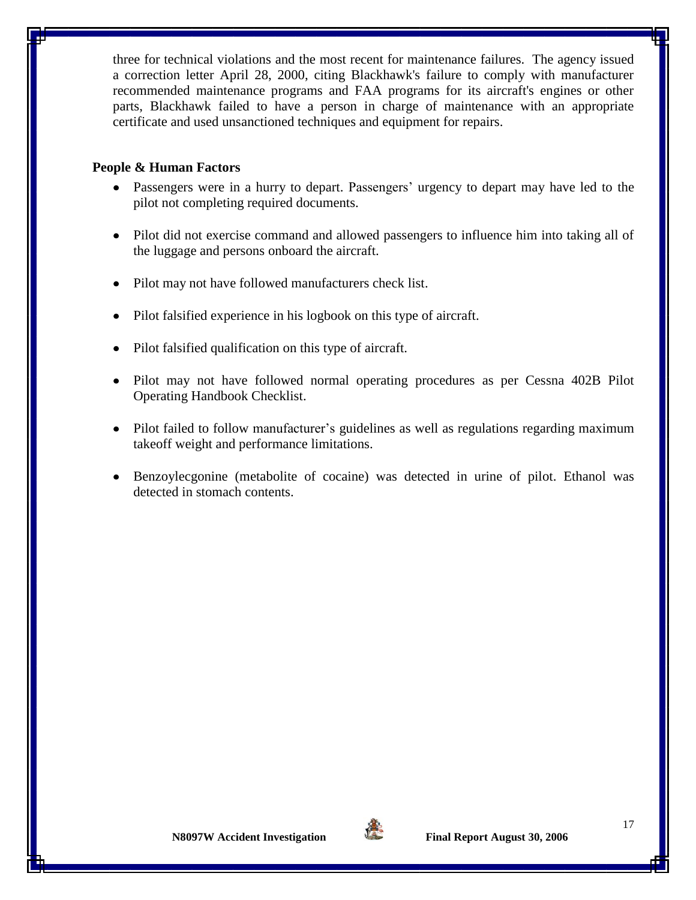three for technical violations and the most recent for maintenance failures. The agency issued a correction letter April 28, 2000, citing Blackhawk's failure to comply with manufacturer recommended maintenance programs and FAA programs for its aircraft's engines or other parts, Blackhawk failed to have a person in charge of maintenance with an appropriate certificate and used unsanctioned techniques and equipment for repairs.

**People & Human Factors**

- Passengers were in a hurry to depart. Passengers' urgency to depart may have led to the pilot not completing required documents.
- Pilot did not exercise command and allowed passengers to influence him into taking all of the luggage and persons onboard the aircraft.
- Pilot may not have followed manufacturers check list.
- Pilot falsified experience in his logbook on this type of aircraft.
- Pilot falsified qualification on this type of aircraft.
- Pilot may not have followed normal operating procedures as per Cessna 402B Pilot Operating Handbook Checklist.
- Pilot failed to follow manufacturer's guidelines as well as regulations regarding maximum takeoff weight and performance limitations.
- Benzoylecgonine (metabolite of cocaine) was detected in urine of pilot. Ethanol was detected in stomach contents.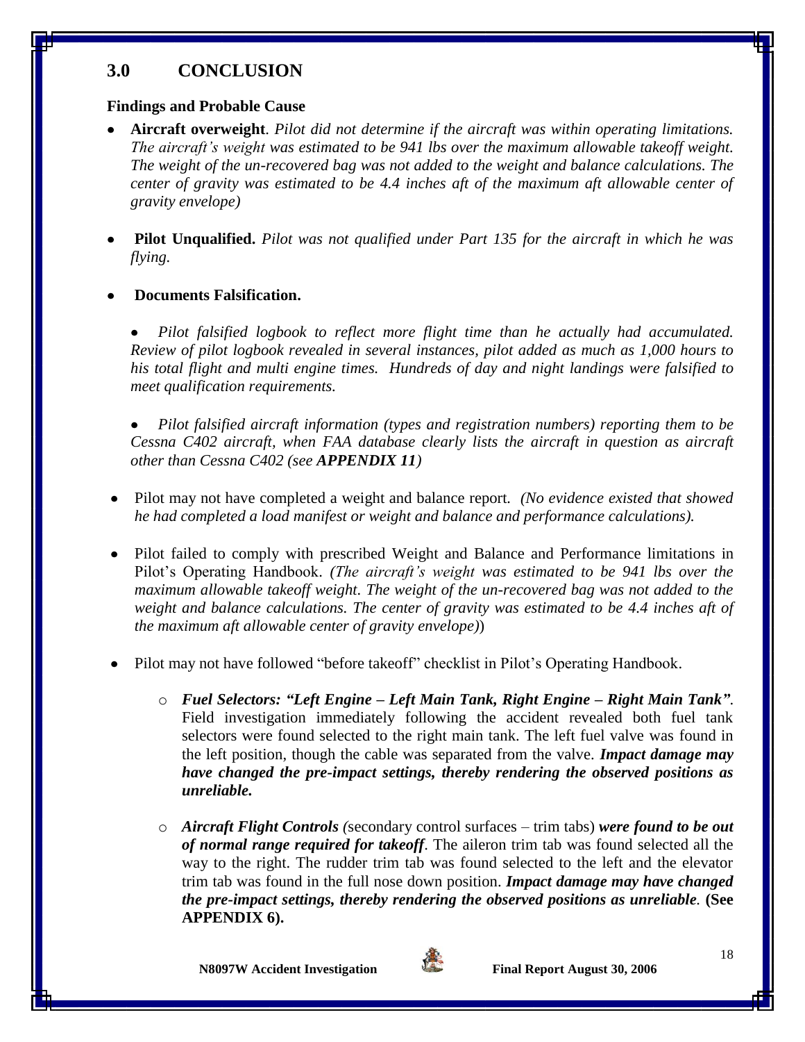## 3.0 CONCLUSION

### Findings and Probable Cause

- **Aircraft overweight**. *Pilot did not determine if the aircraft was within operating limitations. The aircraft's weight was estimated to be 941 lbs over the maximum allowable takeoff weight. The weight of the un-recovered bag was not added to the weight and balance calculations. The center of gravity was estimated to be 4.4 inches aft of the maximum aft allowable center of gravity envelope)*

- **Pilot Unqualified.** *Pilot was not qualified under Part 135 for the aircraft in which he was flying.*

- **Documents Falsification.**

  - *Pilot falsified logbook to reflect more flight time than he actually had accumulated. Review of pilot logbook revealed in several instances, pilot added as much as 1,000 hours to his total flight and multi engine times. Hundreds of day and night landings were falsified to meet qualification requirements.*

  - *Pilot falsified aircraft information (types and registration numbers) reporting them to be Cessna C402 aircraft, when FAA database clearly lists the aircraft in question as aircraft other than Cessna C402 (see **APPENDIX 11**)*

- Pilot may not have completed a weight and balance report. *(No evidence existed that showed he had completed a load manifest or weight and balance and performance calculations).*

- Pilot failed to comply with prescribed Weight and Balance and Performance limitations in Pilot's Operating Handbook. *(The aircraft's weight was estimated to be 941 lbs over the maximum allowable takeoff weight. The weight of the un-recovered bag was not added to the weight and balance calculations. The center of gravity was estimated to be 4.4 inches aft of the maximum aft allowable center of gravity envelope)*)

- Pilot may not have followed "before takeoff" checklist in Pilot's Operating Handbook.

  - ***Fuel Selectors: "Left Engine – Left Main Tank, Right Engine – Right Main Tank"***. Field investigation immediately following the accident revealed both fuel tank selectors were found selected to the right main tank. The left fuel valve was found in the left position, though the cable was separated from the valve. ***Impact damage may have changed the pre-impact settings, thereby rendering the observed positions as unreliable.***

  - ***Aircraft Flight Controls (***secondary control surfaces – trim tabs) ***were found to be out of normal range required for takeoff***. The aileron trim tab was found selected all the way to the right. The rudder trim tab was found selected to the left and the elevator trim tab was found in the full nose down position. ***Impact damage may have changed the pre-impact settings, thereby rendering the observed positions as unreliable.*** **(See APPENDIX 6).**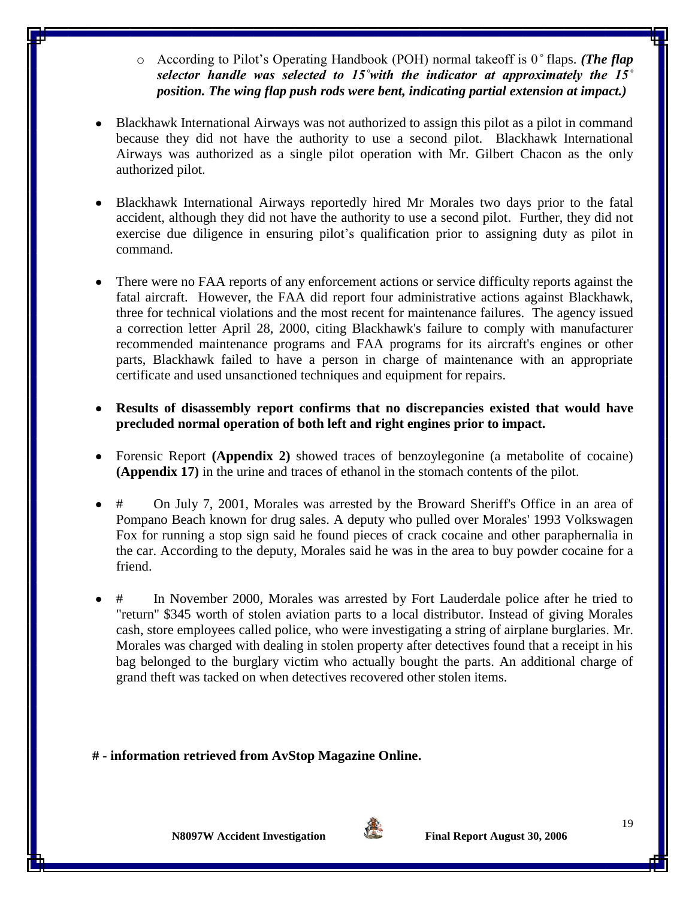- According to Pilot's Operating Handbook (POH) normal takeoff is 0˚ flaps. ***(The flap selector handle was selected to 15˚with the indicator at approximately the 15˚ position. The wing flap push rods were bent, indicating partial extension at impact.)***

- Blackhawk International Airways was not authorized to assign this pilot as a pilot in command because they did not have the authority to use a second pilot. Blackhawk International Airways was authorized as a single pilot operation with Mr. Gilbert Chacon as the only authorized pilot.

- Blackhawk International Airways reportedly hired Mr Morales two days prior to the fatal accident, although they did not have the authority to use a second pilot. Further, they did not exercise due diligence in ensuring pilot's qualification prior to assigning duty as pilot in command.

- There were no FAA reports of any enforcement actions or service difficulty reports against the fatal aircraft. However, the FAA did report four administrative actions against Blackhawk, three for technical violations and the most recent for maintenance failures. The agency issued a correction letter April 28, 2000, citing Blackhawk's failure to comply with manufacturer recommended maintenance programs and FAA programs for its aircraft's engines or other parts, Blackhawk failed to have a person in charge of maintenance with an appropriate certificate and used unsanctioned techniques and equipment for repairs.

- **Results of disassembly report confirms that no discrepancies existed that would have precluded normal operation of both left and right engines prior to impact.**

- Forensic Report **(Appendix 2)** showed traces of benzoylegonine (a metabolite of cocaine) **(Appendix 17)** in the urine and traces of ethanol in the stomach contents of the pilot.

- # On July 7, 2001, Morales was arrested by the Broward Sheriff's Office in an area of Pompano Beach known for drug sales. A deputy who pulled over Morales' 1993 Volkswagen Fox for running a stop sign said he found pieces of crack cocaine and other paraphernalia in the car. According to the deputy, Morales said he was in the area to buy powder cocaine for a friend.

- # In November 2000, Morales was arrested by Fort Lauderdale police after he tried to "return" $345 worth of stolen aviation parts to a local distributor. Instead of giving Morales cash, store employees called police, who were investigating a string of airplane burglaries. Mr. Morales was charged with dealing in stolen property after detectives found that a receipt in his bag belonged to the burglary victim who actually bought the parts. An additional charge of grand theft was tacked on when detectives recovered other stolen items.

**# - information retrieved from AvStop Magazine Online.**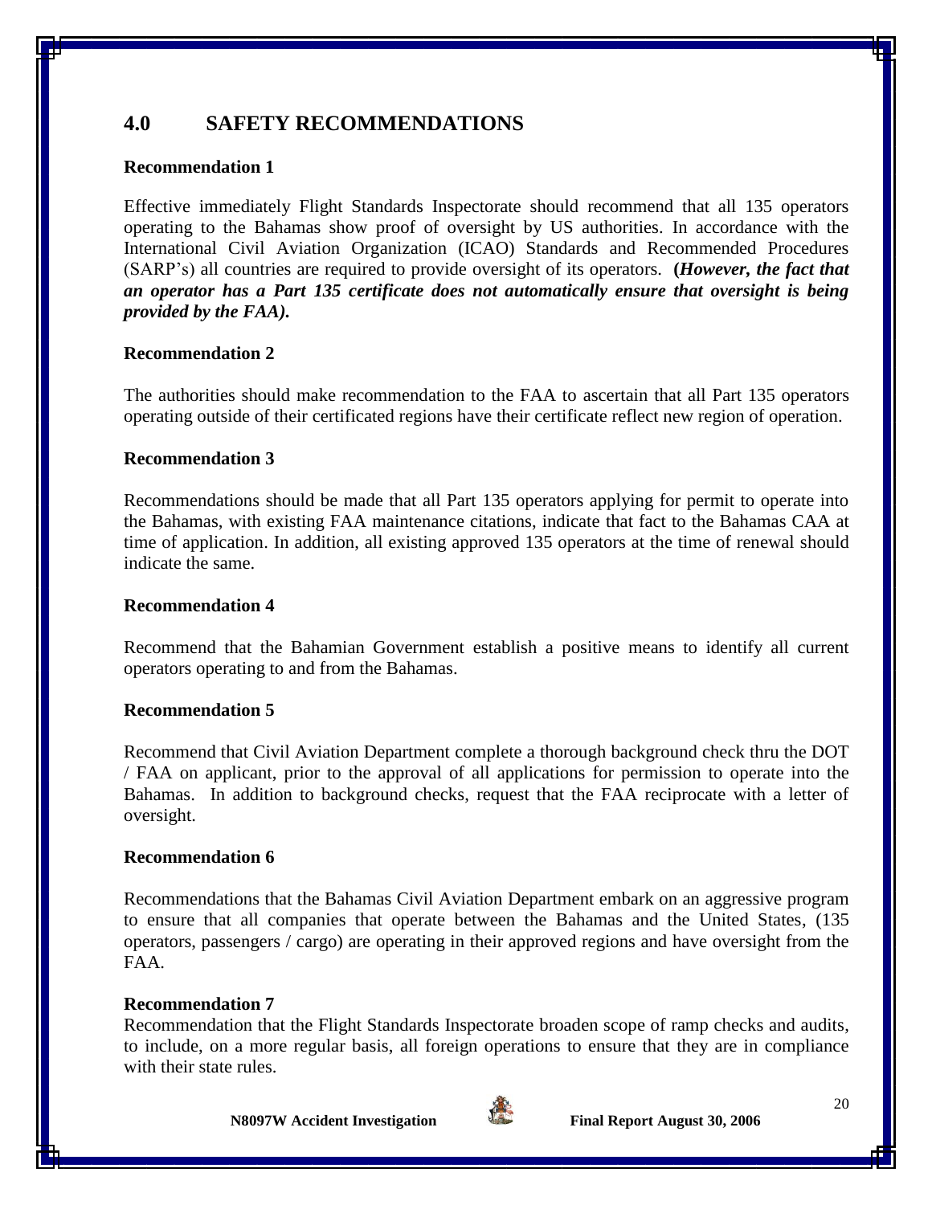## 4.0 SAFETY RECOMMENDATIONS

**Recommendation 1**

Effective immediately Flight Standards Inspectorate should recommend that all 135 operators operating to the Bahamas show proof of oversight by US authorities. In accordance with the International Civil Aviation Organization (ICAO) Standards and Recommended Procedures (SARP's) all countries are required to provide oversight of its operators. **(*However, the fact that an operator has a Part 135 certificate does not automatically ensure that oversight is being provided by the FAA).***

**Recommendation 2**

The authorities should make recommendation to the FAA to ascertain that all Part 135 operators operating outside of their certificated regions have their certificate reflect new region of operation.

**Recommendation 3**

Recommendations should be made that all Part 135 operators applying for permit to operate into the Bahamas, with existing FAA maintenance citations, indicate that fact to the Bahamas CAA at time of application. In addition, all existing approved 135 operators at the time of renewal should indicate the same.

**Recommendation 4**

Recommend that the Bahamian Government establish a positive means to identify all current operators operating to and from the Bahamas.

**Recommendation 5**

Recommend that Civil Aviation Department complete a thorough background check thru the DOT / FAA on applicant, prior to the approval of all applications for permission to operate into the Bahamas. In addition to background checks, request that the FAA reciprocate with a letter of oversight.

**Recommendation 6**

Recommendations that the Bahamas Civil Aviation Department embark on an aggressive program to ensure that all companies that operate between the Bahamas and the United States, (135 operators, passengers / cargo) are operating in their approved regions and have oversight from the FAA.

**Recommendation 7**

Recommendation that the Flight Standards Inspectorate broaden scope of ramp checks and audits, to include, on a more regular basis, all foreign operations to ensure that they are in compliance with their state rules.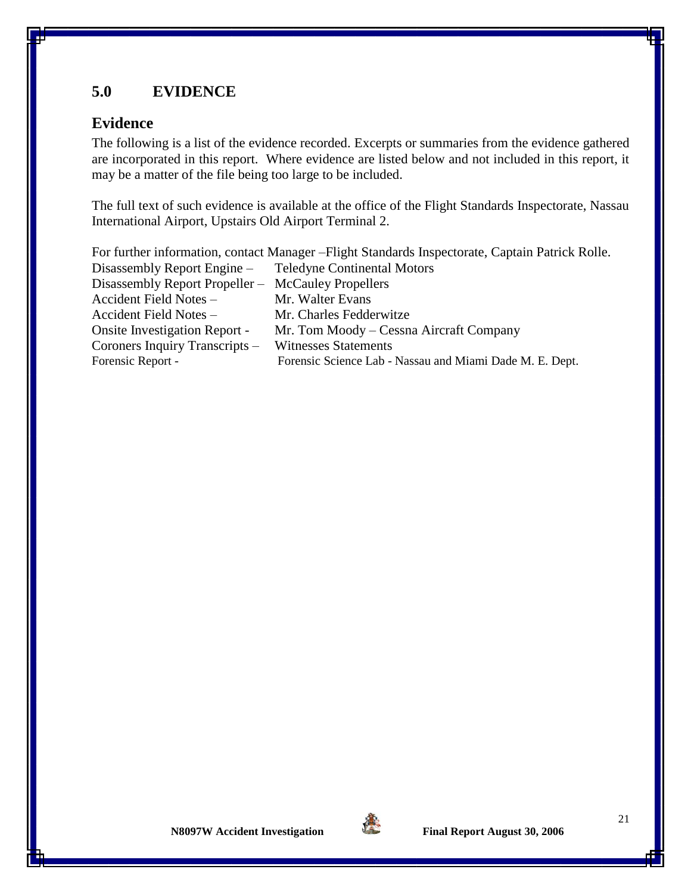## 5.0 EVIDENCE

### Evidence

The following is a list of the evidence recorded. Excerpts or summaries from the evidence gathered are incorporated in this report. Where evidence are listed below and not included in this report, it may be a matter of the file being too large to be included.

The full text of such evidence is available at the office of the Flight Standards Inspectorate, Nassau International Airport, Upstairs Old Airport Terminal 2.

For further information, contact Manager –Flight Standards Inspectorate, Captain Patrick Rolle.

| | |
|---|---|
| Disassembly Report Engine – | Teledyne Continental Motors |
| Disassembly Report Propeller – | McCauley Propellers |
| Accident Field Notes – | Mr. Walter Evans |
| Accident Field Notes – | Mr. Charles Fedderwitze |
| Onsite Investigation Report - | Mr. Tom Moody – Cessna Aircraft Company |
| Coroners Inquiry Transcripts – | Witnesses Statements |
| Forensic Report - | Forensic Science Lab - Nassau and Miami Dade M. E. Dept. |